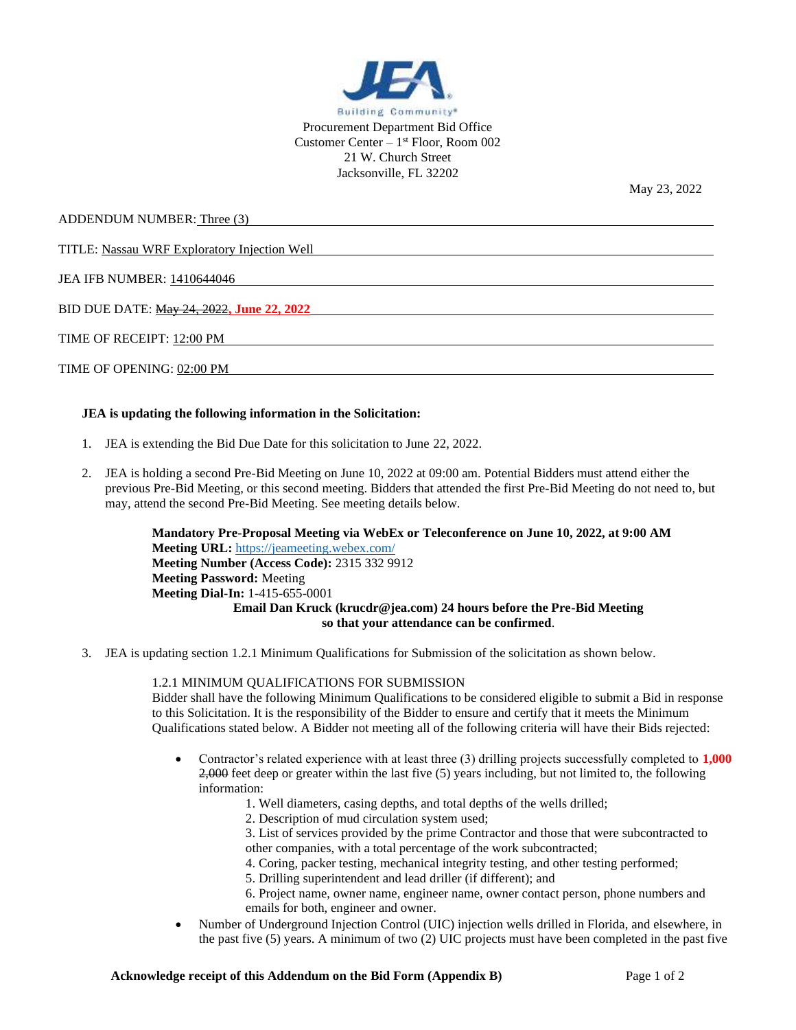JEA Building Community®

Procurement Department Bid Office
Customer Center – 1st Floor, Room 002
21 W. Church Street
Jacksonville, FL 32202

May 23, 2022

ADDENDUM NUMBER: Three (3)

TITLE: Nassau WRF Exploratory Injection Well

JEA IFB NUMBER: 1410644046

BID DUE DATE: ~~May 24, 2022~~, **June 22, 2022**

TIME OF RECEIPT: 12:00 PM

TIME OF OPENING: 02:00 PM

**JEA is updating the following information in the Solicitation:**

1. JEA is extending the Bid Due Date for this solicitation to June 22, 2022.

2. JEA is holding a second Pre-Bid Meeting on June 10, 2022 at 09:00 am. Potential Bidders must attend either the previous Pre-Bid Meeting, or this second meeting. Bidders that attended the first Pre-Bid Meeting do not need to, but may, attend the second Pre-Bid Meeting. See meeting details below.

   **Mandatory Pre-Proposal Meeting via WebEx or Teleconference on June 10, 2022, at 9:00 AM**
   **Meeting URL:** https://jeameeting.webex.com/
   **Meeting Number (Access Code):** 2315 332 9912
   **Meeting Password:** Meeting
   **Meeting Dial-In:** 1-415-655-0001
   **Email Dan Kruck (krucdr@jea.com) 24 hours before the Pre-Bid Meeting so that your attendance can be confirmed**.

3. JEA is updating section 1.2.1 Minimum Qualifications for Submission of the solicitation as shown below.

   1.2.1 MINIMUM QUALIFICATIONS FOR SUBMISSION
   Bidder shall have the following Minimum Qualifications to be considered eligible to submit a Bid in response to this Solicitation. It is the responsibility of the Bidder to ensure and certify that it meets the Minimum Qualifications stated below. A Bidder not meeting all of the following criteria will have their Bids rejected:

   - Contractor's related experience with at least three (3) drilling projects successfully completed to **1,000** ~~2,000~~ feet deep or greater within the last five (5) years including, but not limited to, the following information:
     1. Well diameters, casing depths, and total depths of the wells drilled;
     2. Description of mud circulation system used;
     3. List of services provided by the prime Contractor and those that were subcontracted to other companies, with a total percentage of the work subcontracted;
     4. Coring, packer testing, mechanical integrity testing, and other testing performed;
     5. Drilling superintendent and lead driller (if different); and
     6. Project name, owner name, engineer name, owner contact person, phone numbers and emails for both, engineer and owner.
   - Number of Underground Injection Control (UIC) injection wells drilled in Florida, and elsewhere, in the past five (5) years. A minimum of two (2) UIC projects must have been completed in the past five

Acknowledge receipt of this Addendum on the Bid Form (Appendix B)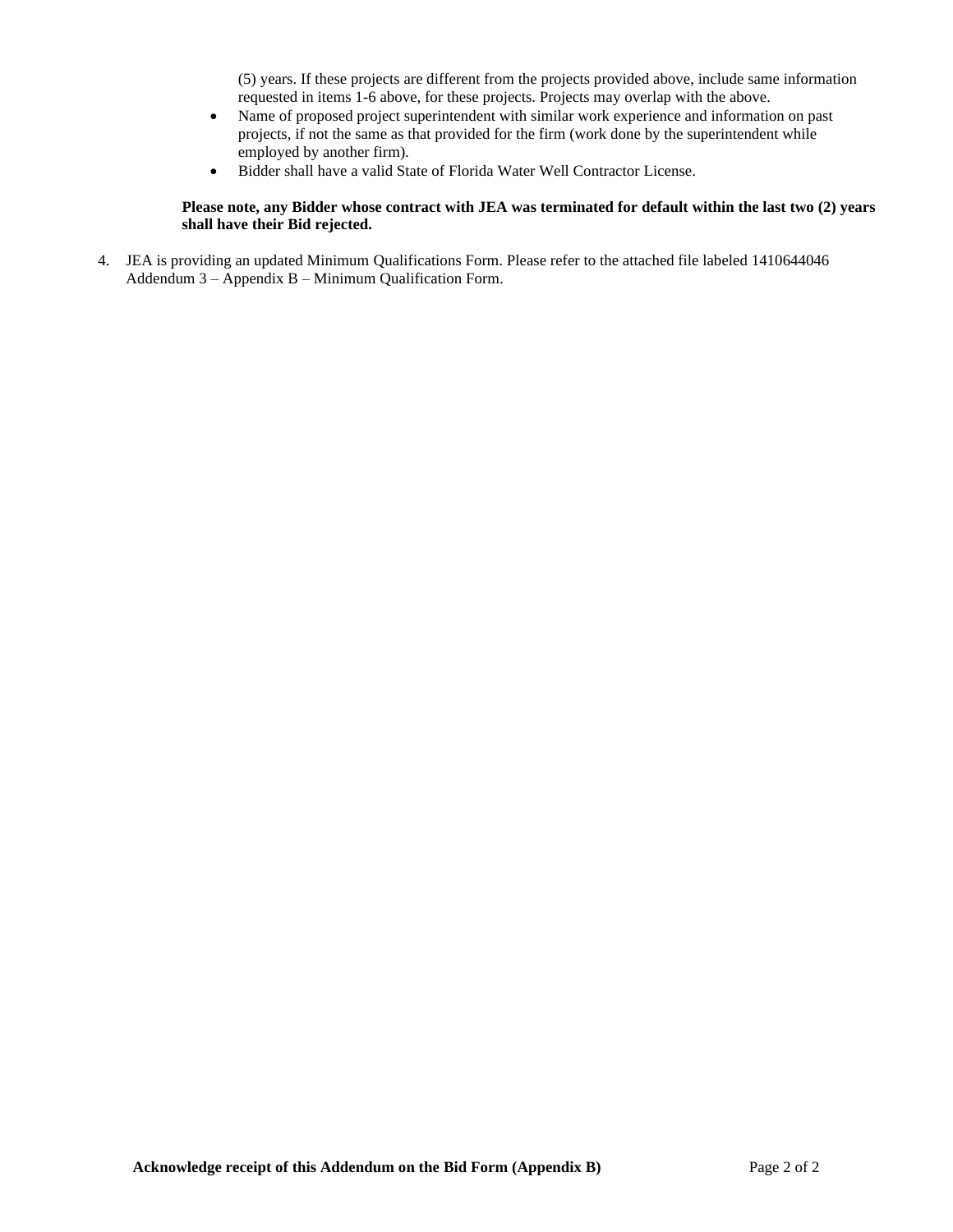(5) years. If these projects are different from the projects provided above, include same information requested in items 1-6 above, for these projects. Projects may overlap with the above.

- Name of proposed project superintendent with similar work experience and information on past projects, if not the same as that provided for the firm (work done by the superintendent while employed by another firm).
- Bidder shall have a valid State of Florida Water Well Contractor License.

**Please note, any Bidder whose contract with JEA was terminated for default within the last two (2) years shall have their Bid rejected.**

4. JEA is providing an updated Minimum Qualifications Form. Please refer to the attached file labeled 1410644046 Addendum 3 – Appendix B – Minimum Qualification Form.

**Acknowledge receipt of this Addendum on the Bid Form (Appendix B)**